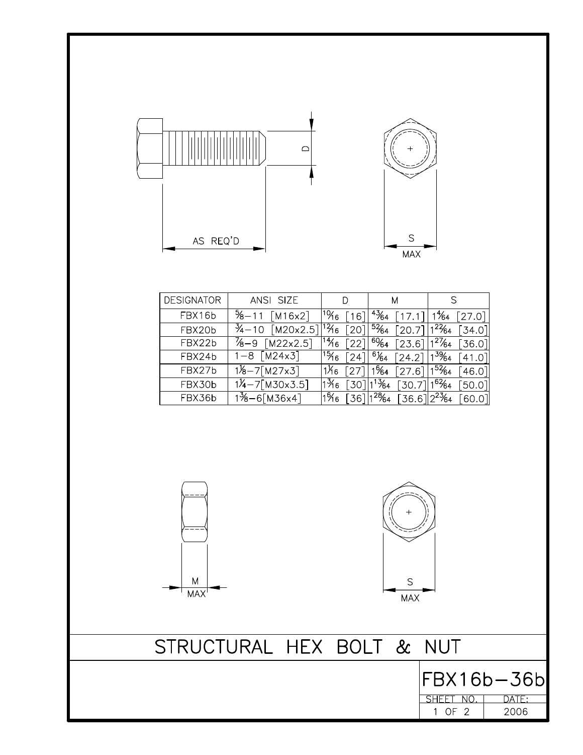AS REQ'D

D

S
MAX

| DESIGNATOR | ANSI SIZE | D | M | S |
|---|---|---|---|---|
| FBX16b | 5/8–11 [M16x2] | 10/16 [16] | 43/64 [17.1] | 1 4/64 [27.0] |
| FBX20b | 3/4–10 [M20x2.5] | 12/16 [20] | 52/64 [20.7] | 1 22/64 [34.0] |
| FBX22b | 7/8–9 [M22x2.5] | 14/16 [22] | 60/64 [23.6] | 1 27/64 [36.0] |
| FBX24b | 1–8 [M24x3] | 15/16 [24] | 61/64 [24.2] | 1 39/64 [41.0] |
| FBX27b | 1 1/8–7[M27x3] | 1 1/16 [27] | 1 5/64 [27.6] | 1 52/64 [46.0] |
| FBX30b | 1 1/4–7[M30x3.5] | 1 3/16 [30] | 1 13/64 [30.7] | 1 62/64 [50.0] |
| FBX36b | 1 3/8–6[M36x4] | 1 6/16 [36] | 1 28/64 [36.6] | 2 23/64 [60.0] |

M
MAX

S
MAX

# STRUCTURAL HEX BOLT & NUT

FBX16b–36b

| SHEET NO. | DATE: |
|---|---|
| 1 OF 2 | 2006 |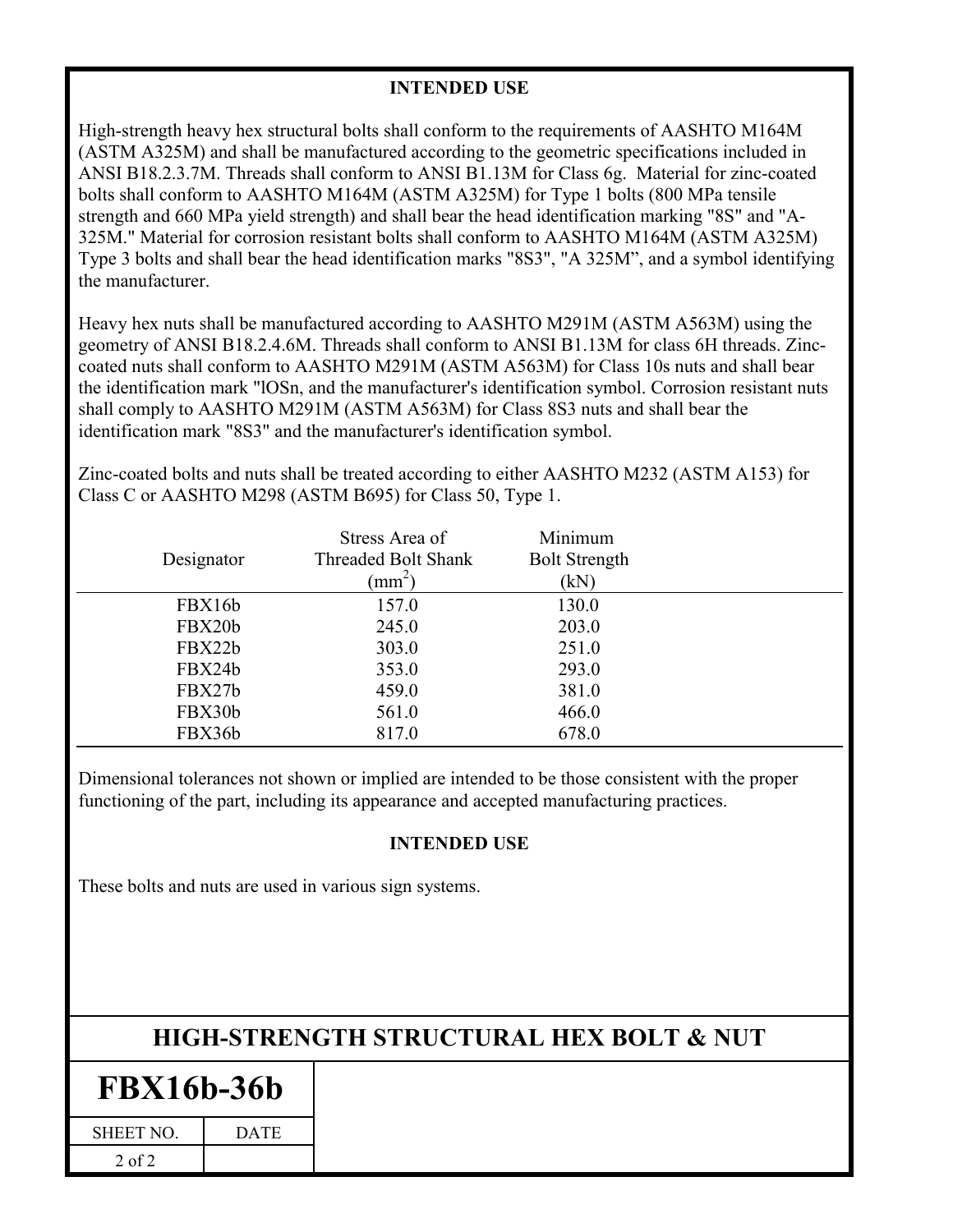**INTENDED USE**

High-strength heavy hex structural bolts shall conform to the requirements of AASHTO M164M (ASTM A325M) and shall be manufactured according to the geometric specifications included in ANSI B18.2.3.7M. Threads shall conform to ANSI B1.13M for Class 6g. Material for zinc-coated bolts shall conform to AASHTO M164M (ASTM A325M) for Type 1 bolts (800 MPa tensile strength and 660 MPa yield strength) and shall bear the head identification marking "8S" and "A-325M." Material for corrosion resistant bolts shall conform to AASHTO M164M (ASTM A325M) Type 3 bolts and shall bear the head identification marks "8S3", "A 325M", and a symbol identifying the manufacturer.

Heavy hex nuts shall be manufactured according to AASHTO M291M (ASTM A563M) using the geometry of ANSI B18.2.4.6M. Threads shall conform to ANSI B1.13M for class 6H threads. Zinc-coated nuts shall conform to AASHTO M291M (ASTM A563M) for Class 10s nuts and shall bear the identification mark "lOSn, and the manufacturer's identification symbol. Corrosion resistant nuts shall comply to AASHTO M291M (ASTM A563M) for Class 8S3 nuts and shall bear the identification mark "8S3" and the manufacturer's identification symbol.

Zinc-coated bolts and nuts shall be treated according to either AASHTO M232 (ASTM A153) for Class C or AASHTO M298 (ASTM B695) for Class 50, Type 1.

| Designator | Stress Area of Threaded Bolt Shank ($mm^2$) | Minimum Bolt Strength (kN) |
|---|---|---|
| FBX16b | 157.0 | 130.0 |
| FBX20b | 245.0 | 203.0 |
| FBX22b | 303.0 | 251.0 |
| FBX24b | 353.0 | 293.0 |
| FBX27b | 459.0 | 381.0 |
| FBX30b | 561.0 | 466.0 |
| FBX36b | 817.0 | 678.0 |

Dimensional tolerances not shown or implied are intended to be those consistent with the proper functioning of the part, including its appearance and accepted manufacturing practices.

**INTENDED USE**

These bolts and nuts are used in various sign systems.

## HIGH-STRENGTH STRUCTURAL HEX BOLT & NUT

# FBX16b-36b

| SHEET NO. | DATE |
|---|---|
| 2 of 2 | |